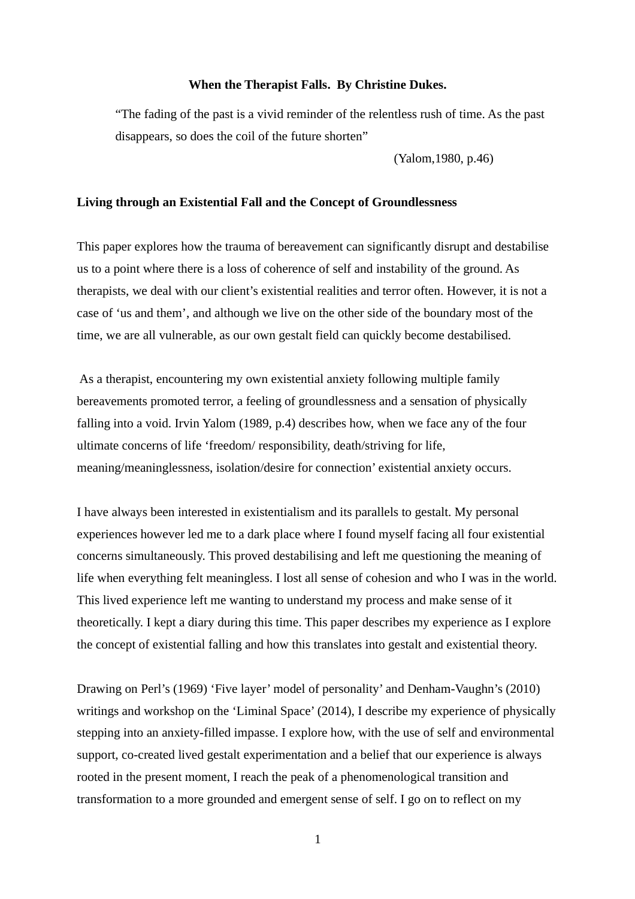**When the Therapist Falls. By Christine Dukes.**

> "The fading of the past is a vivid reminder of the relentless rush of time. As the past disappears, so does the coil of the future shorten"
>
> (Yalom,1980, p.46)

**Living through an Existential Fall and the Concept of Groundlessness**

This paper explores how the trauma of bereavement can significantly disrupt and destabilise us to a point where there is a loss of coherence of self and instability of the ground. As therapists, we deal with our client's existential realities and terror often. However, it is not a case of 'us and them', and although we live on the other side of the boundary most of the time, we are all vulnerable, as our own gestalt field can quickly become destabilised.

As a therapist, encountering my own existential anxiety following multiple family bereavements promoted terror, a feeling of groundlessness and a sensation of physically falling into a void. Irvin Yalom (1989, p.4) describes how, when we face any of the four ultimate concerns of life 'freedom/ responsibility, death/striving for life, meaning/meaninglessness, isolation/desire for connection' existential anxiety occurs.

I have always been interested in existentialism and its parallels to gestalt. My personal experiences however led me to a dark place where I found myself facing all four existential concerns simultaneously. This proved destabilising and left me questioning the meaning of life when everything felt meaningless. I lost all sense of cohesion and who I was in the world. This lived experience left me wanting to understand my process and make sense of it theoretically. I kept a diary during this time. This paper describes my experience as I explore the concept of existential falling and how this translates into gestalt and existential theory.

Drawing on Perl's (1969) 'Five layer' model of personality' and Denham-Vaughn's (2010) writings and workshop on the 'Liminal Space' (2014), I describe my experience of physically stepping into an anxiety-filled impasse. I explore how, with the use of self and environmental support, co-created lived gestalt experimentation and a belief that our experience is always rooted in the present moment, I reach the peak of a phenomenological transition and transformation to a more grounded and emergent sense of self. I go on to reflect on my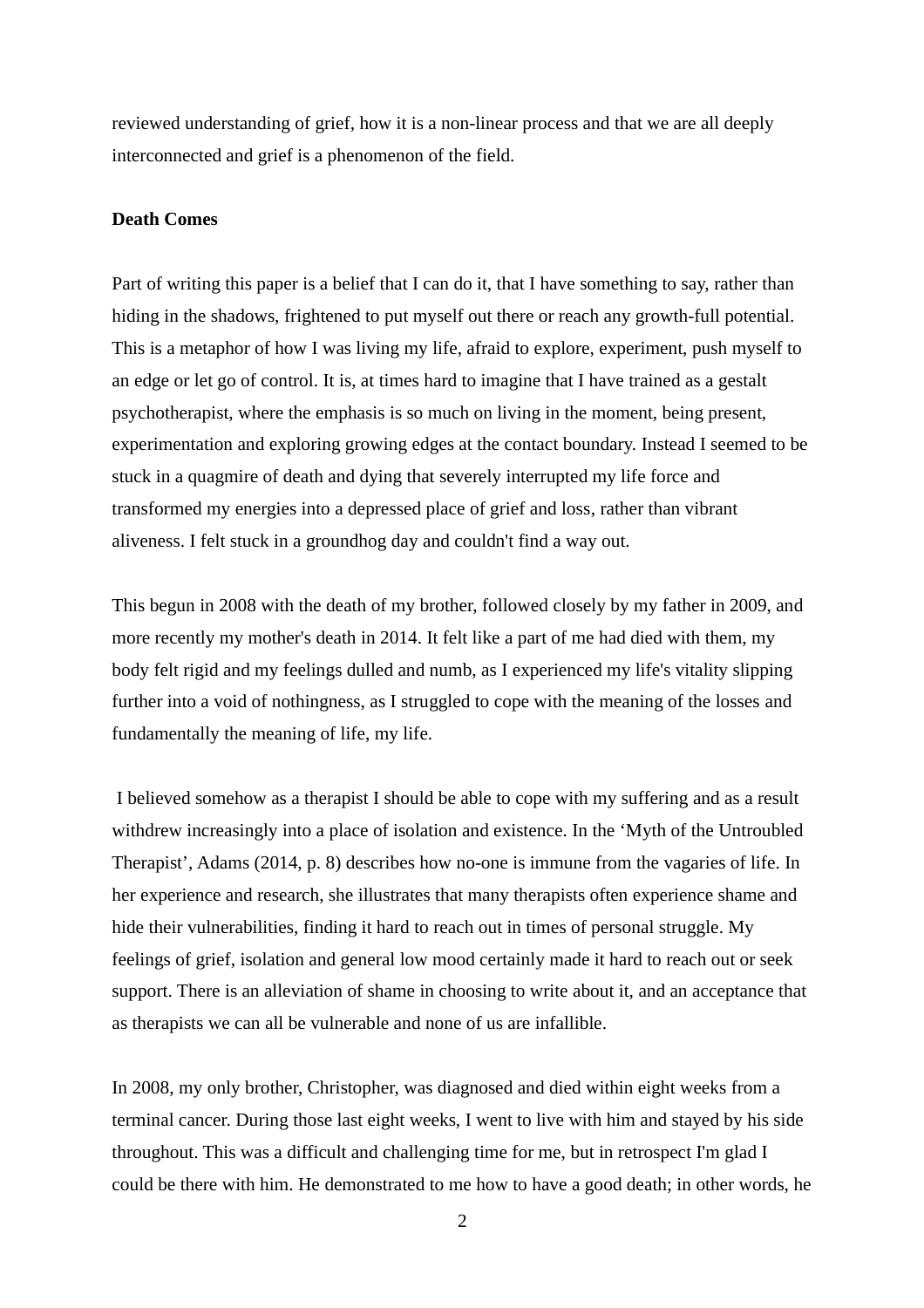reviewed understanding of grief, how it is a non-linear process and that we are all deeply interconnected and grief is a phenomenon of the field.

**Death Comes**

Part of writing this paper is a belief that I can do it, that I have something to say, rather than hiding in the shadows, frightened to put myself out there or reach any growth-full potential. This is a metaphor of how I was living my life, afraid to explore, experiment, push myself to an edge or let go of control. It is, at times hard to imagine that I have trained as a gestalt psychotherapist, where the emphasis is so much on living in the moment, being present, experimentation and exploring growing edges at the contact boundary. Instead I seemed to be stuck in a quagmire of death and dying that severely interrupted my life force and transformed my energies into a depressed place of grief and loss, rather than vibrant aliveness. I felt stuck in a groundhog day and couldn't find a way out.

This begun in 2008 with the death of my brother, followed closely by my father in 2009, and more recently my mother's death in 2014. It felt like a part of me had died with them, my body felt rigid and my feelings dulled and numb, as I experienced my life's vitality slipping further into a void of nothingness, as I struggled to cope with the meaning of the losses and fundamentally the meaning of life, my life.

I believed somehow as a therapist I should be able to cope with my suffering and as a result withdrew increasingly into a place of isolation and existence. In the 'Myth of the Untroubled Therapist', Adams (2014, p. 8) describes how no-one is immune from the vagaries of life. In her experience and research, she illustrates that many therapists often experience shame and hide their vulnerabilities, finding it hard to reach out in times of personal struggle. My feelings of grief, isolation and general low mood certainly made it hard to reach out or seek support. There is an alleviation of shame in choosing to write about it, and an acceptance that as therapists we can all be vulnerable and none of us are infallible.

In 2008, my only brother, Christopher, was diagnosed and died within eight weeks from a terminal cancer. During those last eight weeks, I went to live with him and stayed by his side throughout. This was a difficult and challenging time for me, but in retrospect I'm glad I could be there with him. He demonstrated to me how to have a good death; in other words, he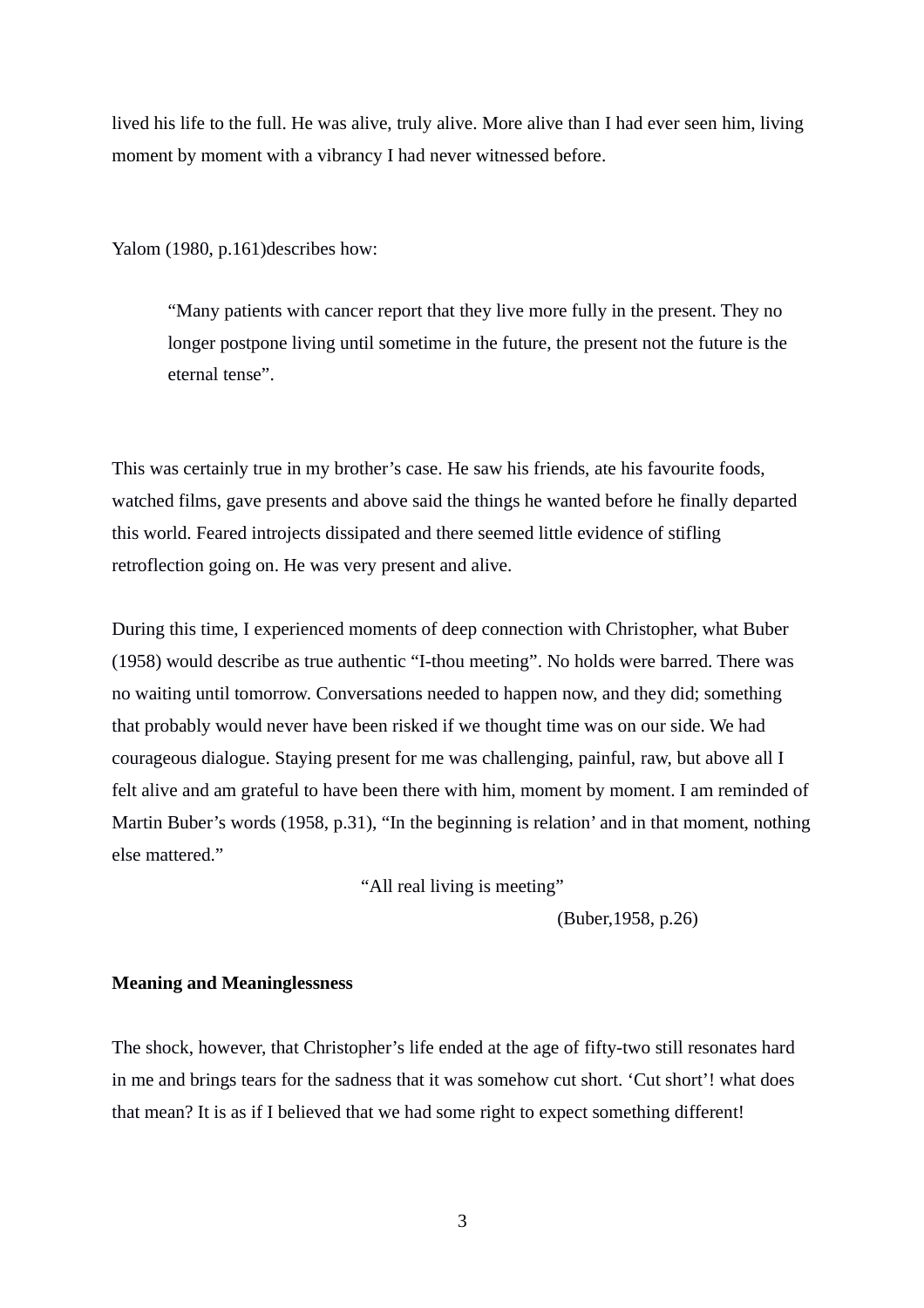lived his life to the full. He was alive, truly alive. More alive than I had ever seen him, living moment by moment with a vibrancy I had never witnessed before.

Yalom (1980, p.161)describes how:

> “Many patients with cancer report that they live more fully in the present. They no longer postpone living until sometime in the future, the present not the future is the eternal tense”.

This was certainly true in my brother’s case. He saw his friends, ate his favourite foods, watched films, gave presents and above said the things he wanted before he finally departed this world. Feared introjects dissipated and there seemed little evidence of stifling retroflection going on. He was very present and alive.

During this time, I experienced moments of deep connection with Christopher, what Buber (1958) would describe as true authentic “I-thou meeting”. No holds were barred. There was no waiting until tomorrow. Conversations needed to happen now, and they did; something that probably would never have been risked if we thought time was on our side. We had courageous dialogue. Staying present for me was challenging, painful, raw, but above all I felt alive and am grateful to have been there with him, moment by moment. I am reminded of Martin Buber’s words (1958, p.31), “In the beginning is relation’ and in that moment, nothing else mattered.”

“All real living is meeting”

(Buber,1958, p.26)

**Meaning and Meaninglessness**

The shock, however, that Christopher’s life ended at the age of fifty-two still resonates hard in me and brings tears for the sadness that it was somehow cut short. ‘Cut short’! what does that mean? It is as if I believed that we had some right to expect something different!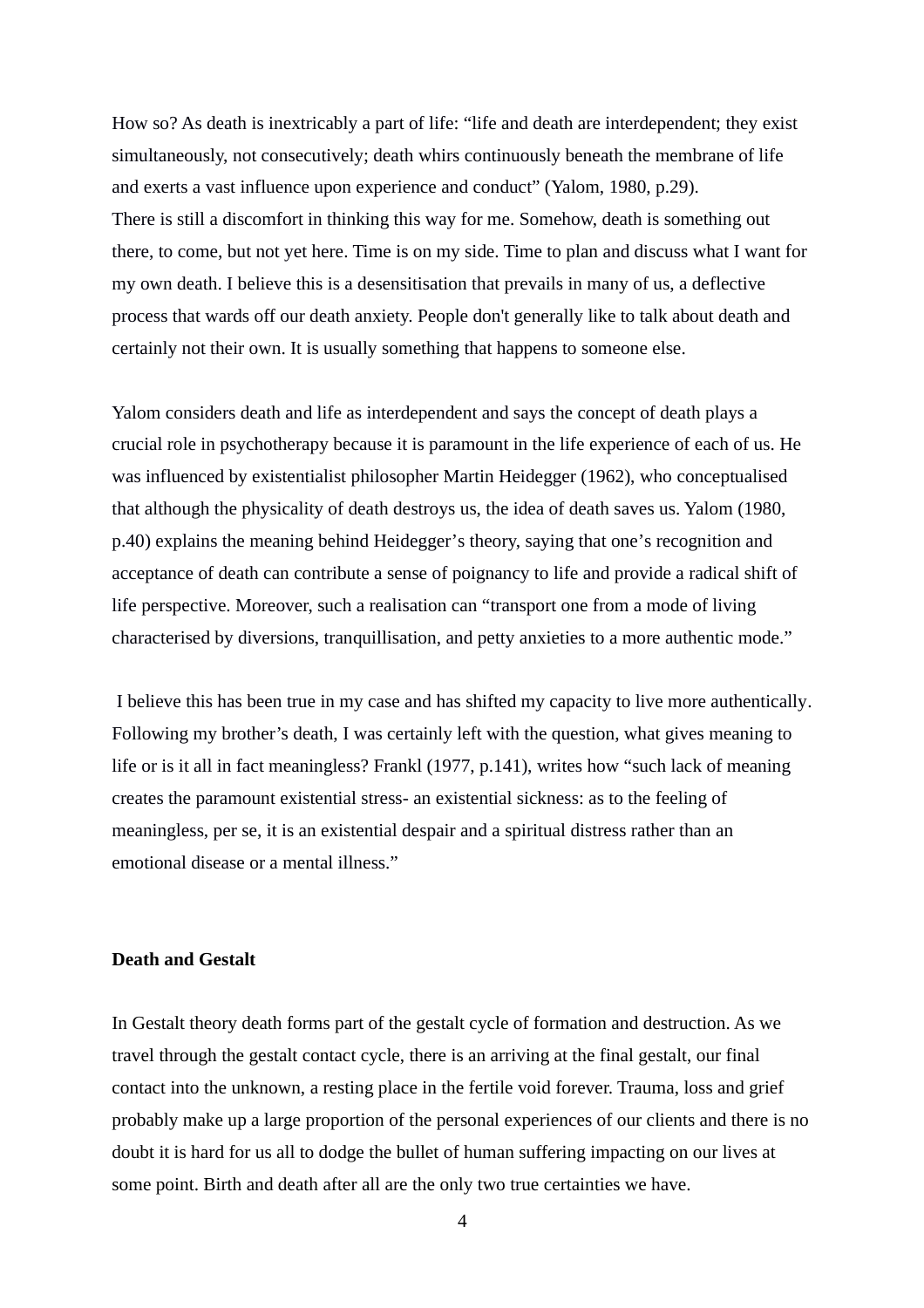How so? As death is inextricably a part of life: "life and death are interdependent; they exist simultaneously, not consecutively; death whirs continuously beneath the membrane of life and exerts a vast influence upon experience and conduct" (Yalom, 1980, p.29).
There is still a discomfort in thinking this way for me. Somehow, death is something out there, to come, but not yet here. Time is on my side. Time to plan and discuss what I want for my own death. I believe this is a desensitisation that prevails in many of us, a deflective process that wards off our death anxiety. People don't generally like to talk about death and certainly not their own. It is usually something that happens to someone else.

Yalom considers death and life as interdependent and says the concept of death plays a crucial role in psychotherapy because it is paramount in the life experience of each of us. He was influenced by existentialist philosopher Martin Heidegger (1962), who conceptualised that although the physicality of death destroys us, the idea of death saves us. Yalom (1980, p.40) explains the meaning behind Heidegger's theory, saying that one's recognition and acceptance of death can contribute a sense of poignancy to life and provide a radical shift of life perspective. Moreover, such a realisation can "transport one from a mode of living characterised by diversions, tranquillisation, and petty anxieties to a more authentic mode."

I believe this has been true in my case and has shifted my capacity to live more authentically. Following my brother's death, I was certainly left with the question, what gives meaning to life or is it all in fact meaningless? Frankl (1977, p.141), writes how "such lack of meaning creates the paramount existential stress- an existential sickness: as to the feeling of meaningless, per se, it is an existential despair and a spiritual distress rather than an emotional disease or a mental illness."

**Death and Gestalt**

In Gestalt theory death forms part of the gestalt cycle of formation and destruction. As we travel through the gestalt contact cycle, there is an arriving at the final gestalt, our final contact into the unknown, a resting place in the fertile void forever. Trauma, loss and grief probably make up a large proportion of the personal experiences of our clients and there is no doubt it is hard for us all to dodge the bullet of human suffering impacting on our lives at some point. Birth and death after all are the only two true certainties we have.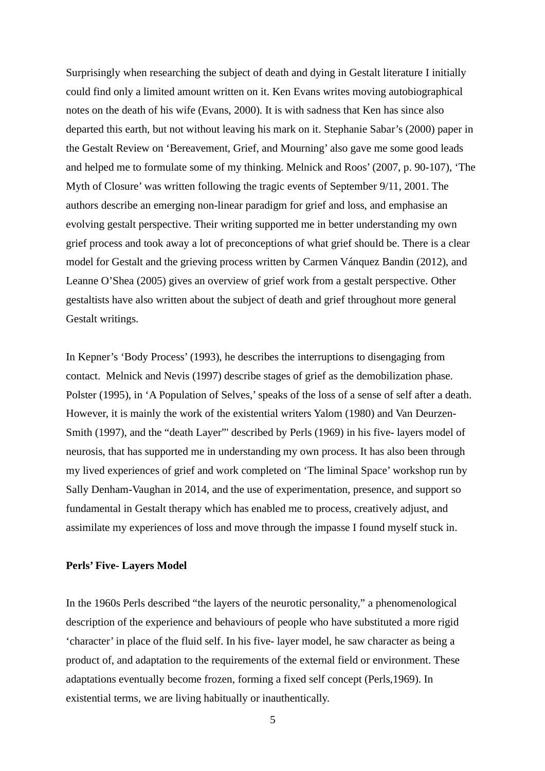Surprisingly when researching the subject of death and dying in Gestalt literature I initially could find only a limited amount written on it. Ken Evans writes moving autobiographical notes on the death of his wife (Evans, 2000). It is with sadness that Ken has since also departed this earth, but not without leaving his mark on it. Stephanie Sabar's (2000) paper in the Gestalt Review on 'Bereavement, Grief, and Mourning' also gave me some good leads and helped me to formulate some of my thinking. Melnick and Roos' (2007, p. 90-107), 'The Myth of Closure' was written following the tragic events of September 9/11, 2001. The authors describe an emerging non-linear paradigm for grief and loss, and emphasise an evolving gestalt perspective. Their writing supported me in better understanding my own grief process and took away a lot of preconceptions of what grief should be. There is a clear model for Gestalt and the grieving process written by Carmen Vánquez Bandin (2012), and Leanne O'Shea (2005) gives an overview of grief work from a gestalt perspective. Other gestaltists have also written about the subject of death and grief throughout more general Gestalt writings.

In Kepner's 'Body Process' (1993), he describes the interruptions to disengaging from contact. Melnick and Nevis (1997) describe stages of grief as the demobilization phase. Polster (1995), in 'A Population of Selves,' speaks of the loss of a sense of self after a death. However, it is mainly the work of the existential writers Yalom (1980) and Van Deurzen-Smith (1997), and the "death Layer"' described by Perls (1969) in his five- layers model of neurosis, that has supported me in understanding my own process. It has also been through my lived experiences of grief and work completed on 'The liminal Space' workshop run by Sally Denham-Vaughan in 2014, and the use of experimentation, presence, and support so fundamental in Gestalt therapy which has enabled me to process, creatively adjust, and assimilate my experiences of loss and move through the impasse I found myself stuck in.

**Perls' Five- Layers Model**

In the 1960s Perls described "the layers of the neurotic personality," a phenomenological description of the experience and behaviours of people who have substituted a more rigid 'character' in place of the fluid self. In his five- layer model, he saw character as being a product of, and adaptation to the requirements of the external field or environment. These adaptations eventually become frozen, forming a fixed self concept (Perls,1969). In existential terms, we are living habitually or inauthentically.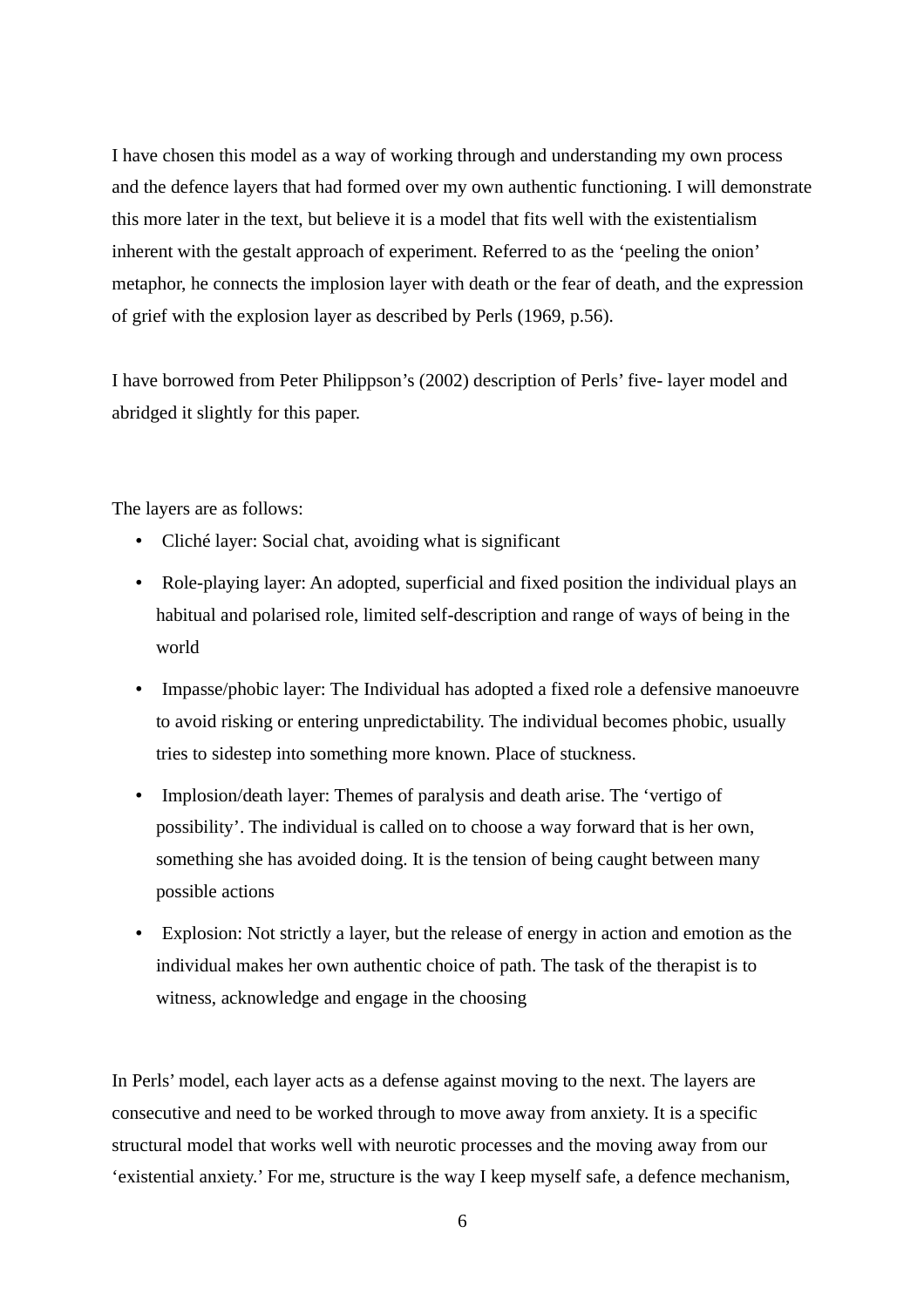I have chosen this model as a way of working through and understanding my own process and the defence layers that had formed over my own authentic functioning. I will demonstrate this more later in the text, but believe it is a model that fits well with the existentialism inherent with the gestalt approach of experiment. Referred to as the 'peeling the onion' metaphor, he connects the implosion layer with death or the fear of death, and the expression of grief with the explosion layer as described by Perls (1969, p.56).

I have borrowed from Peter Philippson's (2002) description of Perls' five- layer model and abridged it slightly for this paper.

The layers are as follows:

- Cliché layer: Social chat, avoiding what is significant
- Role-playing layer: An adopted, superficial and fixed position the individual plays an habitual and polarised role, limited self-description and range of ways of being in the world
- Impasse/phobic layer: The Individual has adopted a fixed role a defensive manoeuvre to avoid risking or entering unpredictability. The individual becomes phobic, usually tries to sidestep into something more known. Place of stuckness.
- Implosion/death layer: Themes of paralysis and death arise. The 'vertigo of possibility'. The individual is called on to choose a way forward that is her own, something she has avoided doing. It is the tension of being caught between many possible actions
- Explosion: Not strictly a layer, but the release of energy in action and emotion as the individual makes her own authentic choice of path. The task of the therapist is to witness, acknowledge and engage in the choosing

In Perls' model, each layer acts as a defense against moving to the next. The layers are consecutive and need to be worked through to move away from anxiety. It is a specific structural model that works well with neurotic processes and the moving away from our 'existential anxiety.' For me, structure is the way I keep myself safe, a defence mechanism,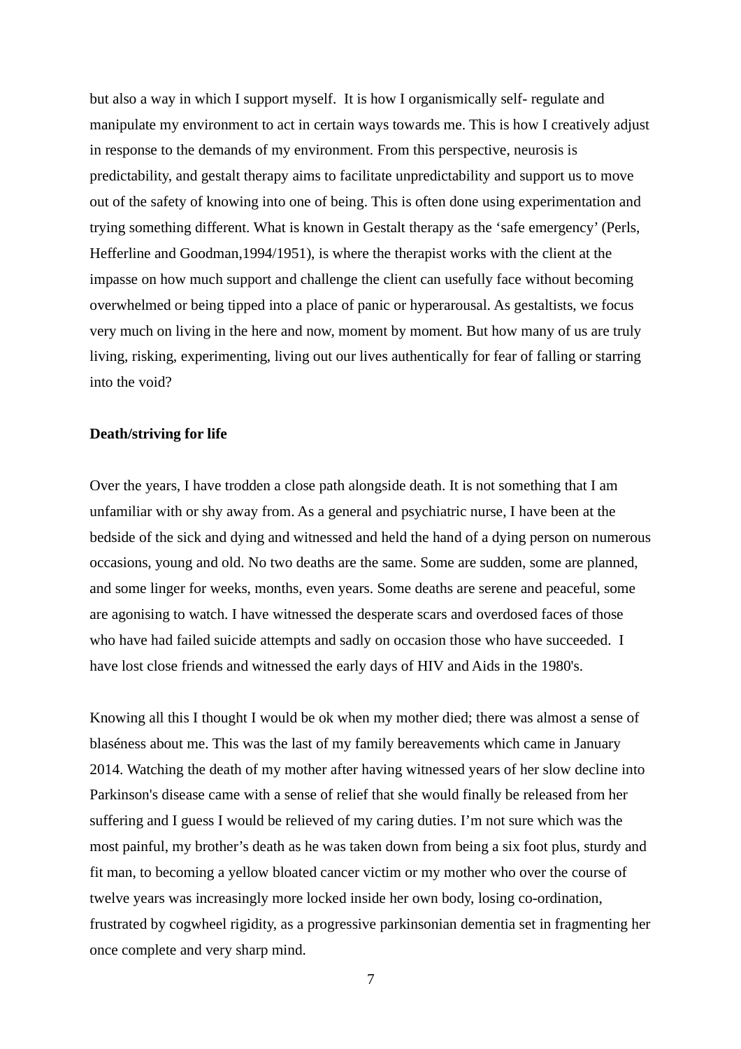but also a way in which I support myself.  It is how I organismically self- regulate and manipulate my environment to act in certain ways towards me. This is how I creatively adjust in response to the demands of my environment. From this perspective, neurosis is predictability, and gestalt therapy aims to facilitate unpredictability and support us to move out of the safety of knowing into one of being. This is often done using experimentation and trying something different. What is known in Gestalt therapy as the 'safe emergency' (Perls, Hefferline and Goodman,1994/1951), is where the therapist works with the client at the impasse on how much support and challenge the client can usefully face without becoming overwhelmed or being tipped into a place of panic or hyperarousal. As gestaltists, we focus very much on living in the here and now, moment by moment. But how many of us are truly living, risking, experimenting, living out our lives authentically for fear of falling or starring into the void?

**Death/striving for life**

Over the years, I have trodden a close path alongside death. It is not something that I am unfamiliar with or shy away from. As a general and psychiatric nurse, I have been at the bedside of the sick and dying and witnessed and held the hand of a dying person on numerous occasions, young and old. No two deaths are the same. Some are sudden, some are planned, and some linger for weeks, months, even years. Some deaths are serene and peaceful, some are agonising to watch. I have witnessed the desperate scars and overdosed faces of those who have had failed suicide attempts and sadly on occasion those who have succeeded.  I have lost close friends and witnessed the early days of HIV and Aids in the 1980's.

Knowing all this I thought I would be ok when my mother died; there was almost a sense of blaséness about me. This was the last of my family bereavements which came in January 2014. Watching the death of my mother after having witnessed years of her slow decline into Parkinson's disease came with a sense of relief that she would finally be released from her suffering and I guess I would be relieved of my caring duties. I'm not sure which was the most painful, my brother's death as he was taken down from being a six foot plus, sturdy and fit man, to becoming a yellow bloated cancer victim or my mother who over the course of twelve years was increasingly more locked inside her own body, losing co-ordination, frustrated by cogwheel rigidity, as a progressive parkinsonian dementia set in fragmenting her once complete and very sharp mind.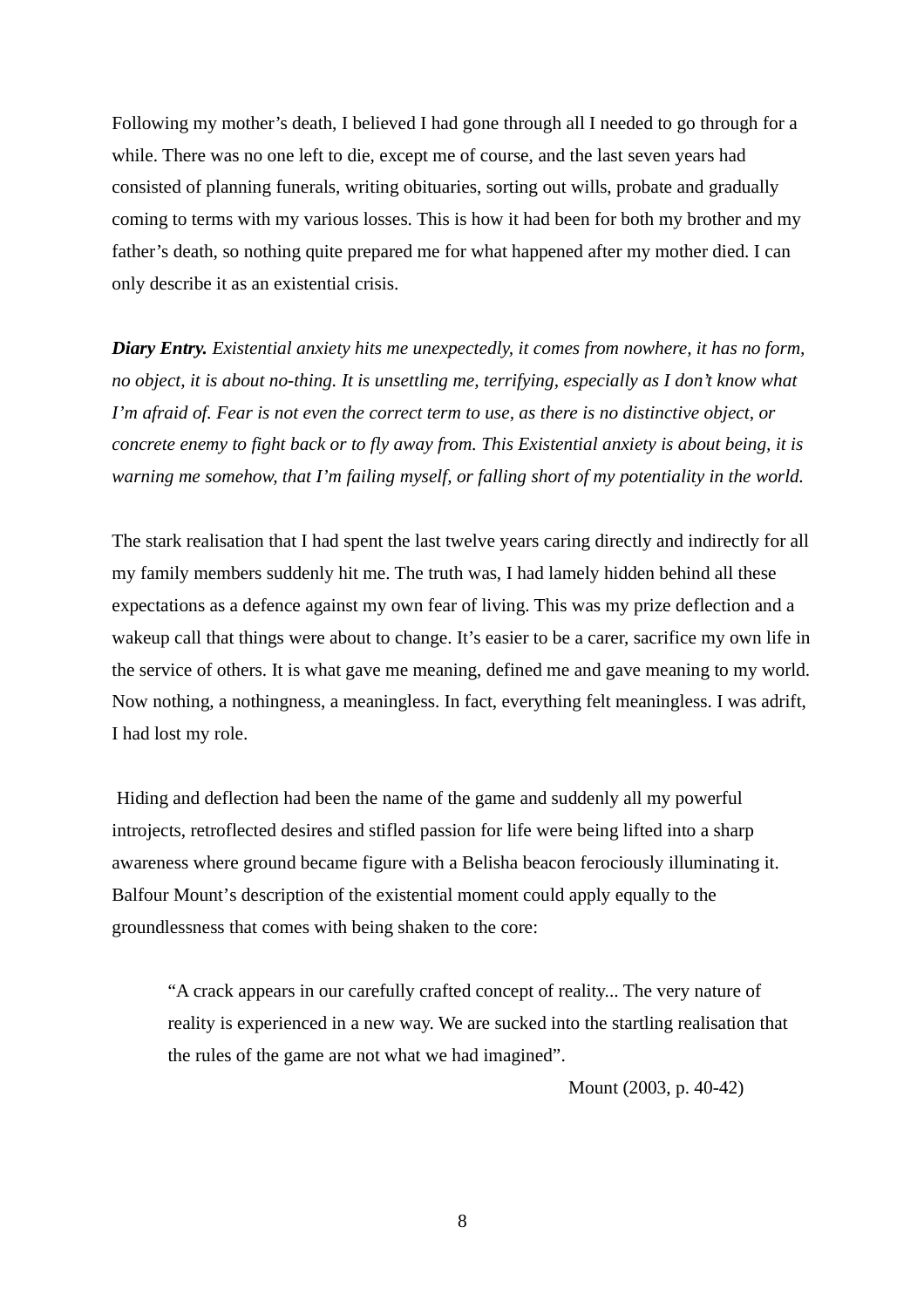Following my mother's death, I believed I had gone through all I needed to go through for a while. There was no one left to die, except me of course, and the last seven years had consisted of planning funerals, writing obituaries, sorting out wills, probate and gradually coming to terms with my various losses. This is how it had been for both my brother and my father's death, so nothing quite prepared me for what happened after my mother died. I can only describe it as an existential crisis.

***Diary Entry.*** *Existential anxiety hits me unexpectedly, it comes from nowhere, it has no form, no object, it is about no-thing. It is unsettling me, terrifying, especially as I don't know what I'm afraid of. Fear is not even the correct term to use, as there is no distinctive object, or concrete enemy to fight back or to fly away from. This Existential anxiety is about being, it is warning me somehow, that I'm failing myself, or falling short of my potentiality in the world.*

The stark realisation that I had spent the last twelve years caring directly and indirectly for all my family members suddenly hit me. The truth was, I had lamely hidden behind all these expectations as a defence against my own fear of living. This was my prize deflection and a wakeup call that things were about to change. It's easier to be a carer, sacrifice my own life in the service of others. It is what gave me meaning, defined me and gave meaning to my world. Now nothing, a nothingness, a meaningless. In fact, everything felt meaningless. I was adrift, I had lost my role.

Hiding and deflection had been the name of the game and suddenly all my powerful introjects, retroflected desires and stifled passion for life were being lifted into a sharp awareness where ground became figure with a Belisha beacon ferociously illuminating it. Balfour Mount's description of the existential moment could apply equally to the groundlessness that comes with being shaken to the core:

> "A crack appears in our carefully crafted concept of reality... The very nature of reality is experienced in a new way. We are sucked into the startling realisation that the rules of the game are not what we had imagined".
>
> Mount (2003, p. 40-42)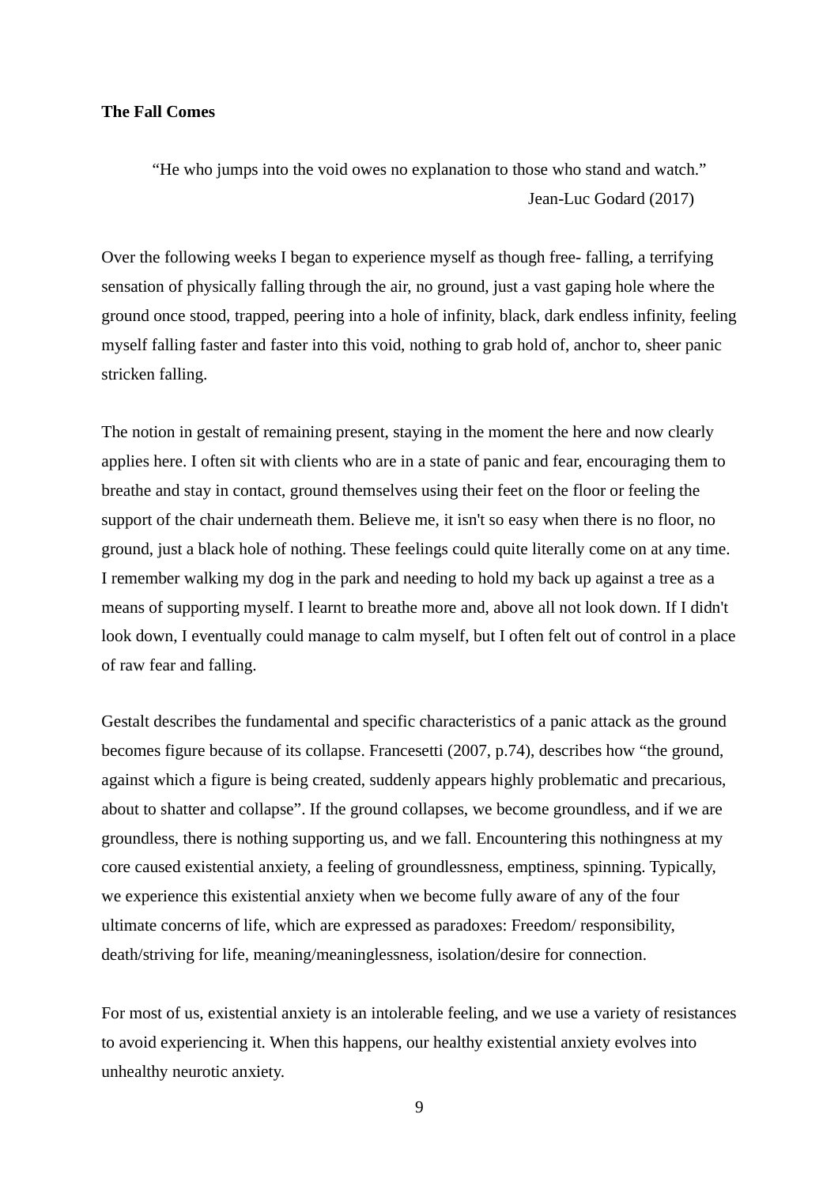**The Fall Comes**

> "He who jumps into the void owes no explanation to those who stand and watch."
>
> Jean-Luc Godard (2017)

Over the following weeks I began to experience myself as though free- falling, a terrifying sensation of physically falling through the air, no ground, just a vast gaping hole where the ground once stood, trapped, peering into a hole of infinity, black, dark endless infinity, feeling myself falling faster and faster into this void, nothing to grab hold of, anchor to, sheer panic stricken falling.

The notion in gestalt of remaining present, staying in the moment the here and now clearly applies here. I often sit with clients who are in a state of panic and fear, encouraging them to breathe and stay in contact, ground themselves using their feet on the floor or feeling the support of the chair underneath them. Believe me, it isn't so easy when there is no floor, no ground, just a black hole of nothing. These feelings could quite literally come on at any time. I remember walking my dog in the park and needing to hold my back up against a tree as a means of supporting myself. I learnt to breathe more and, above all not look down. If I didn't look down, I eventually could manage to calm myself, but I often felt out of control in a place of raw fear and falling.

Gestalt describes the fundamental and specific characteristics of a panic attack as the ground becomes figure because of its collapse. Francesetti (2007, p.74), describes how "the ground, against which a figure is being created, suddenly appears highly problematic and precarious, about to shatter and collapse". If the ground collapses, we become groundless, and if we are groundless, there is nothing supporting us, and we fall. Encountering this nothingness at my core caused existential anxiety, a feeling of groundlessness, emptiness, spinning. Typically, we experience this existential anxiety when we become fully aware of any of the four ultimate concerns of life, which are expressed as paradoxes: Freedom/ responsibility, death/striving for life, meaning/meaninglessness, isolation/desire for connection.

For most of us, existential anxiety is an intolerable feeling, and we use a variety of resistances to avoid experiencing it. When this happens, our healthy existential anxiety evolves into unhealthy neurotic anxiety.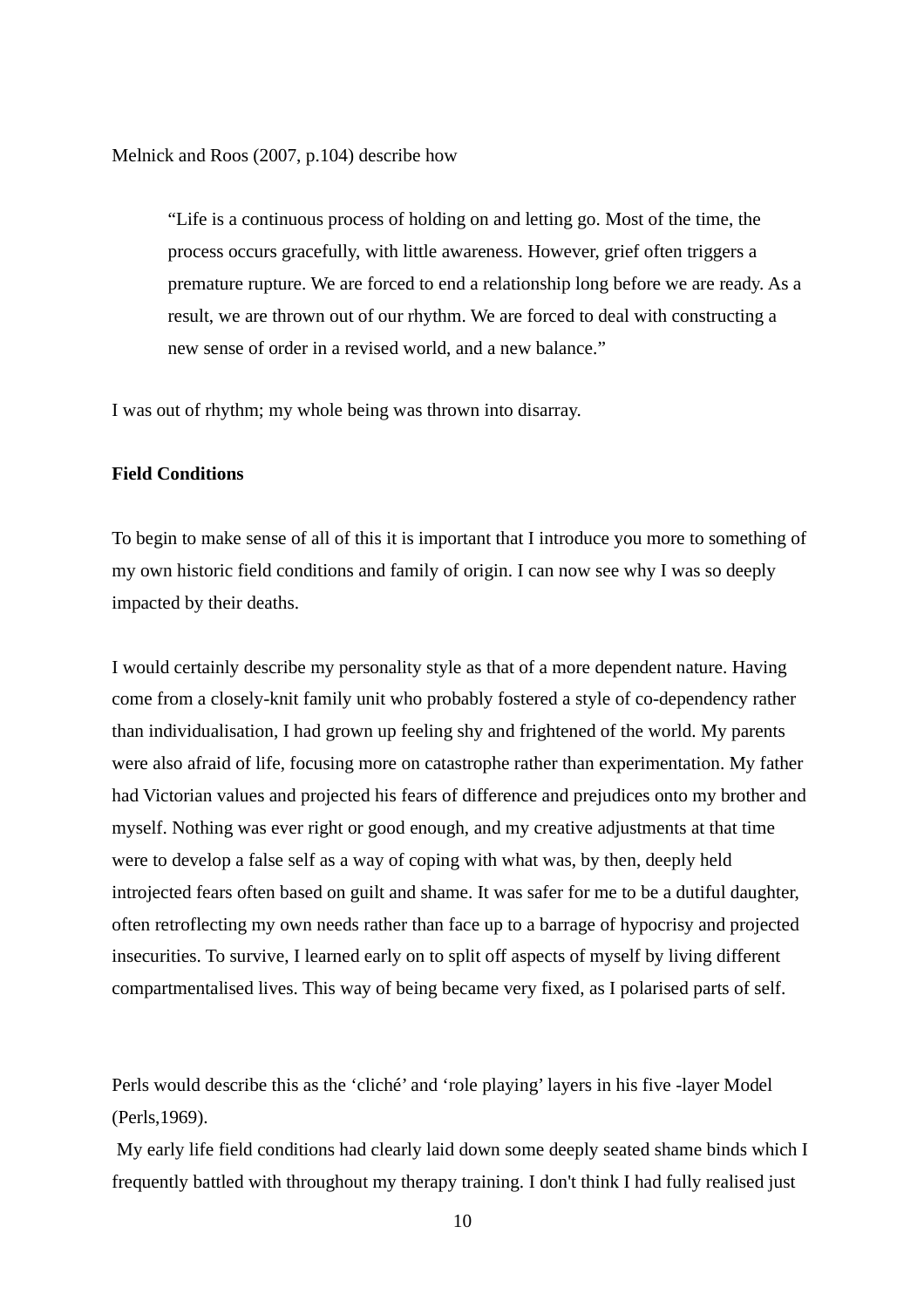Melnick and Roos (2007, p.104) describe how

> "Life is a continuous process of holding on and letting go. Most of the time, the process occurs gracefully, with little awareness. However, grief often triggers a premature rupture. We are forced to end a relationship long before we are ready. As a result, we are thrown out of our rhythm. We are forced to deal with constructing a new sense of order in a revised world, and a new balance."

I was out of rhythm; my whole being was thrown into disarray.

**Field Conditions**

To begin to make sense of all of this it is important that I introduce you more to something of my own historic field conditions and family of origin. I can now see why I was so deeply impacted by their deaths.

I would certainly describe my personality style as that of a more dependent nature. Having come from a closely-knit family unit who probably fostered a style of co-dependency rather than individualisation, I had grown up feeling shy and frightened of the world. My parents were also afraid of life, focusing more on catastrophe rather than experimentation. My father had Victorian values and projected his fears of difference and prejudices onto my brother and myself. Nothing was ever right or good enough, and my creative adjustments at that time were to develop a false self as a way of coping with what was, by then, deeply held introjected fears often based on guilt and shame. It was safer for me to be a dutiful daughter, often retroflecting my own needs rather than face up to a barrage of hypocrisy and projected insecurities. To survive, I learned early on to split off aspects of myself by living different compartmentalised lives. This way of being became very fixed, as I polarised parts of self.

Perls would describe this as the 'cliché' and 'role playing' layers in his five -layer Model (Perls,1969).

My early life field conditions had clearly laid down some deeply seated shame binds which I frequently battled with throughout my therapy training. I don't think I had fully realised just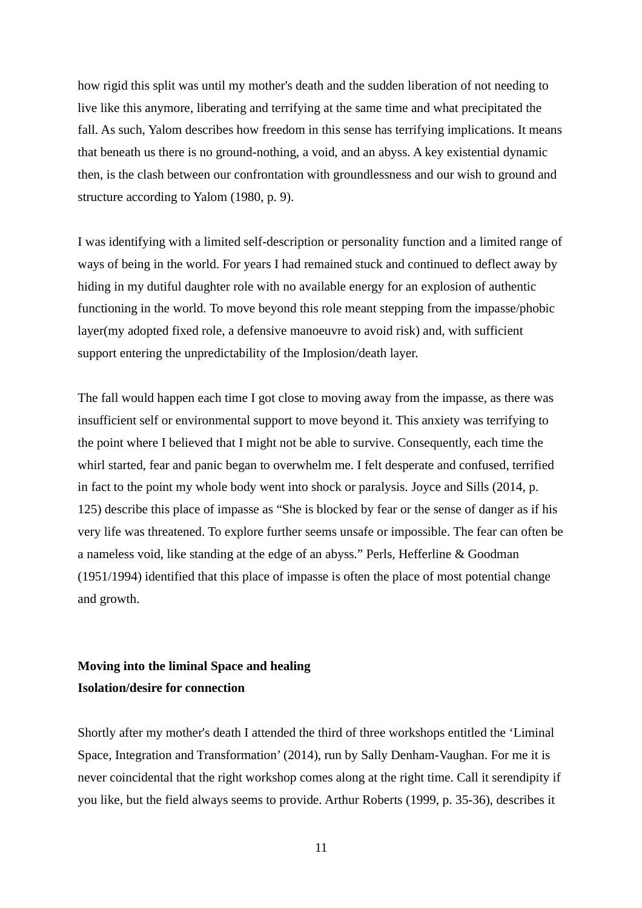how rigid this split was until my mother's death and the sudden liberation of not needing to live like this anymore, liberating and terrifying at the same time and what precipitated the fall. As such, Yalom describes how freedom in this sense has terrifying implications. It means that beneath us there is no ground-nothing, a void, and an abyss. A key existential dynamic then, is the clash between our confrontation with groundlessness and our wish to ground and structure according to Yalom (1980, p. 9).

I was identifying with a limited self-description or personality function and a limited range of ways of being in the world. For years I had remained stuck and continued to deflect away by hiding in my dutiful daughter role with no available energy for an explosion of authentic functioning in the world. To move beyond this role meant stepping from the impasse/phobic layer(my adopted fixed role, a defensive manoeuvre to avoid risk) and, with sufficient support entering the unpredictability of the Implosion/death layer.

The fall would happen each time I got close to moving away from the impasse, as there was insufficient self or environmental support to move beyond it. This anxiety was terrifying to the point where I believed that I might not be able to survive. Consequently, each time the whirl started, fear and panic began to overwhelm me. I felt desperate and confused, terrified in fact to the point my whole body went into shock or paralysis. Joyce and Sills (2014, p. 125) describe this place of impasse as "She is blocked by fear or the sense of danger as if his very life was threatened. To explore further seems unsafe or impossible. The fear can often be a nameless void, like standing at the edge of an abyss." Perls, Hefferline & Goodman (1951/1994) identified that this place of impasse is often the place of most potential change and growth.

**Moving into the liminal Space and healing**
**Isolation/desire for connection**

Shortly after my mother's death I attended the third of three workshops entitled the 'Liminal Space, Integration and Transformation' (2014), run by Sally Denham-Vaughan. For me it is never coincidental that the right workshop comes along at the right time. Call it serendipity if you like, but the field always seems to provide. Arthur Roberts (1999, p. 35-36), describes it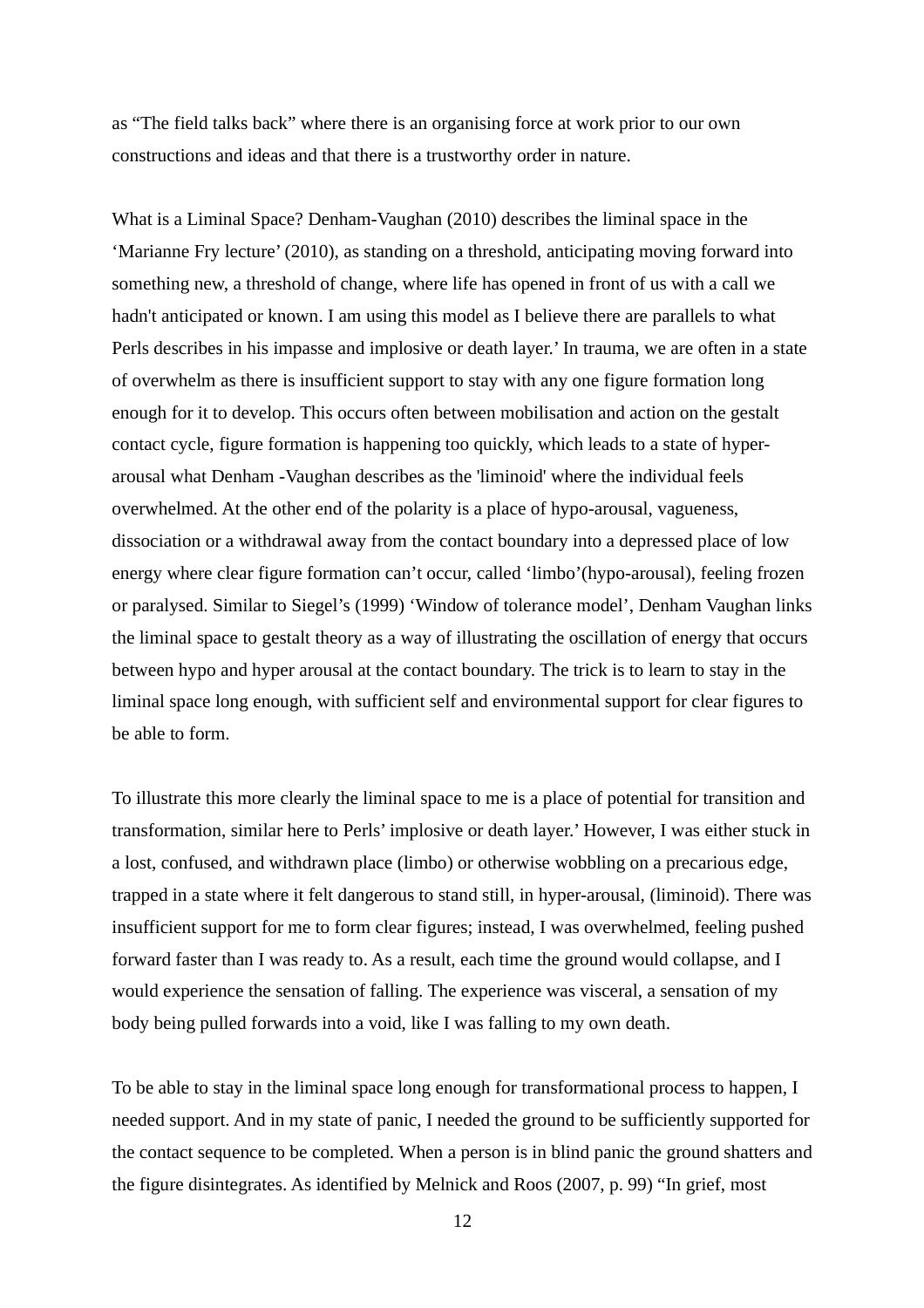as "The field talks back" where there is an organising force at work prior to our own constructions and ideas and that there is a trustworthy order in nature.

What is a Liminal Space? Denham-Vaughan (2010) describes the liminal space in the 'Marianne Fry lecture' (2010), as standing on a threshold, anticipating moving forward into something new, a threshold of change, where life has opened in front of us with a call we hadn't anticipated or known. I am using this model as I believe there are parallels to what Perls describes in his impasse and implosive or death layer.' In trauma, we are often in a state of overwhelm as there is insufficient support to stay with any one figure formation long enough for it to develop. This occurs often between mobilisation and action on the gestalt contact cycle, figure formation is happening too quickly, which leads to a state of hyper-arousal what Denham -Vaughan describes as the 'liminoid' where the individual feels overwhelmed. At the other end of the polarity is a place of hypo-arousal, vagueness, dissociation or a withdrawal away from the contact boundary into a depressed place of low energy where clear figure formation can't occur, called 'limbo'(hypo-arousal), feeling frozen or paralysed. Similar to Siegel's (1999) 'Window of tolerance model', Denham Vaughan links the liminal space to gestalt theory as a way of illustrating the oscillation of energy that occurs between hypo and hyper arousal at the contact boundary. The trick is to learn to stay in the liminal space long enough, with sufficient self and environmental support for clear figures to be able to form.

To illustrate this more clearly the liminal space to me is a place of potential for transition and transformation, similar here to Perls' implosive or death layer.' However, I was either stuck in a lost, confused, and withdrawn place (limbo) or otherwise wobbling on a precarious edge, trapped in a state where it felt dangerous to stand still, in hyper-arousal, (liminoid). There was insufficient support for me to form clear figures; instead, I was overwhelmed, feeling pushed forward faster than I was ready to. As a result, each time the ground would collapse, and I would experience the sensation of falling. The experience was visceral, a sensation of my body being pulled forwards into a void, like I was falling to my own death.

To be able to stay in the liminal space long enough for transformational process to happen, I needed support. And in my state of panic, I needed the ground to be sufficiently supported for the contact sequence to be completed. When a person is in blind panic the ground shatters and the figure disintegrates. As identified by Melnick and Roos (2007, p. 99) "In grief, most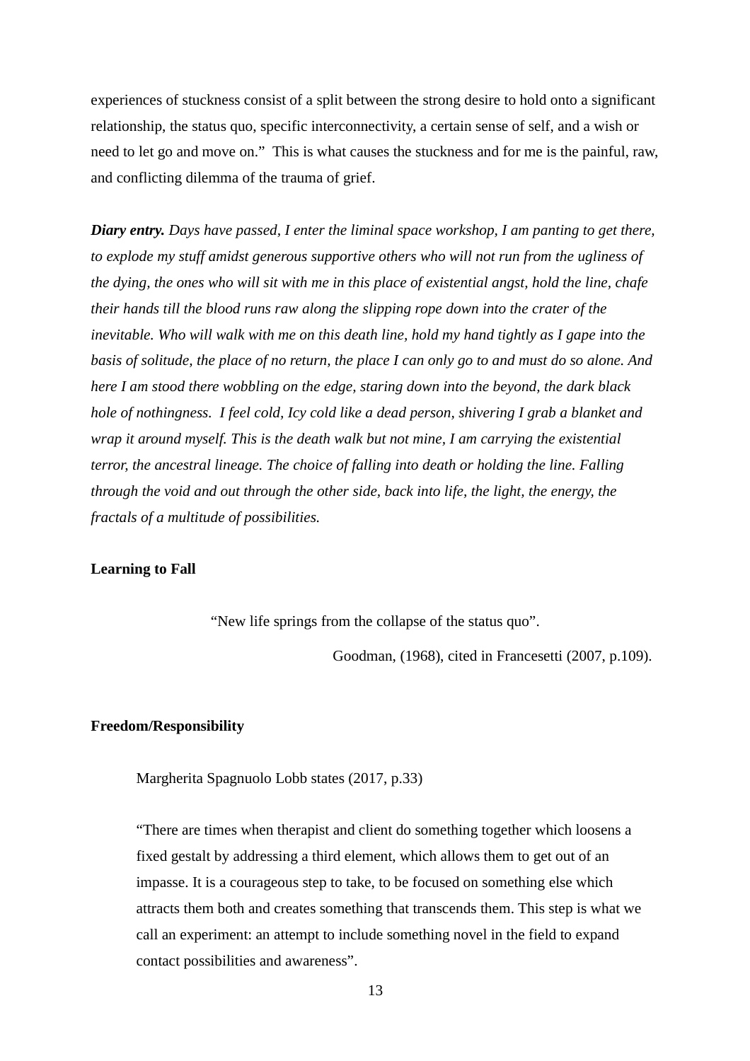experiences of stuckness consist of a split between the strong desire to hold onto a significant relationship, the status quo, specific interconnectivity, a certain sense of self, and a wish or need to let go and move on." This is what causes the stuckness and for me is the painful, raw, and conflicting dilemma of the trauma of grief.

***Diary entry.*** *Days have passed, I enter the liminal space workshop, I am panting to get there, to explode my stuff amidst generous supportive others who will not run from the ugliness of the dying, the ones who will sit with me in this place of existential angst, hold the line, chafe their hands till the blood runs raw along the slipping rope down into the crater of the inevitable. Who will walk with me on this death line, hold my hand tightly as I gape into the basis of solitude, the place of no return, the place I can only go to and must do so alone. And here I am stood there wobbling on the edge, staring down into the beyond, the dark black hole of nothingness. I feel cold, Icy cold like a dead person, shivering I grab a blanket and wrap it around myself. This is the death walk but not mine, I am carrying the existential terror, the ancestral lineage. The choice of falling into death or holding the line. Falling through the void and out through the other side, back into life, the light, the energy, the fractals of a multitude of possibilities.*

**Learning to Fall**

> "New life springs from the collapse of the status quo".
>
> Goodman, (1968), cited in Francesetti (2007, p.109).

**Freedom/Responsibility**

> Margherita Spagnuolo Lobb states (2017, p.33)
>
> "There are times when therapist and client do something together which loosens a fixed gestalt by addressing a third element, which allows them to get out of an impasse. It is a courageous step to take, to be focused on something else which attracts them both and creates something that transcends them. This step is what we call an experiment: an attempt to include something novel in the field to expand contact possibilities and awareness".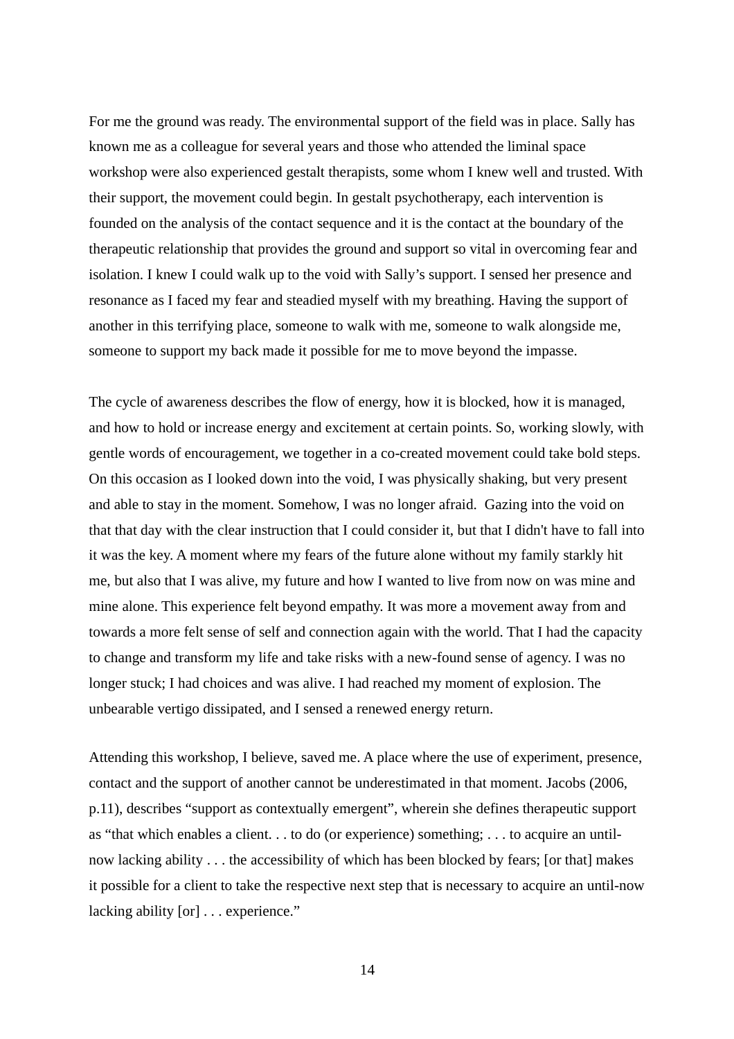For me the ground was ready. The environmental support of the field was in place. Sally has known me as a colleague for several years and those who attended the liminal space workshop were also experienced gestalt therapists, some whom I knew well and trusted. With their support, the movement could begin. In gestalt psychotherapy, each intervention is founded on the analysis of the contact sequence and it is the contact at the boundary of the therapeutic relationship that provides the ground and support so vital in overcoming fear and isolation. I knew I could walk up to the void with Sally's support. I sensed her presence and resonance as I faced my fear and steadied myself with my breathing. Having the support of another in this terrifying place, someone to walk with me, someone to walk alongside me, someone to support my back made it possible for me to move beyond the impasse.

The cycle of awareness describes the flow of energy, how it is blocked, how it is managed, and how to hold or increase energy and excitement at certain points. So, working slowly, with gentle words of encouragement, we together in a co-created movement could take bold steps. On this occasion as I looked down into the void, I was physically shaking, but very present and able to stay in the moment. Somehow, I was no longer afraid. Gazing into the void on that that day with the clear instruction that I could consider it, but that I didn't have to fall into it was the key. A moment where my fears of the future alone without my family starkly hit me, but also that I was alive, my future and how I wanted to live from now on was mine and mine alone. This experience felt beyond empathy. It was more a movement away from and towards a more felt sense of self and connection again with the world. That I had the capacity to change and transform my life and take risks with a new-found sense of agency. I was no longer stuck; I had choices and was alive. I had reached my moment of explosion. The unbearable vertigo dissipated, and I sensed a renewed energy return.

Attending this workshop, I believe, saved me. A place where the use of experiment, presence, contact and the support of another cannot be underestimated in that moment. Jacobs (2006, p.11), describes "support as contextually emergent", wherein she defines therapeutic support as "that which enables a client. . . to do (or experience) something; . . . to acquire an until-now lacking ability . . . the accessibility of which has been blocked by fears; [or that] makes it possible for a client to take the respective next step that is necessary to acquire an until-now lacking ability [or] . . . experience."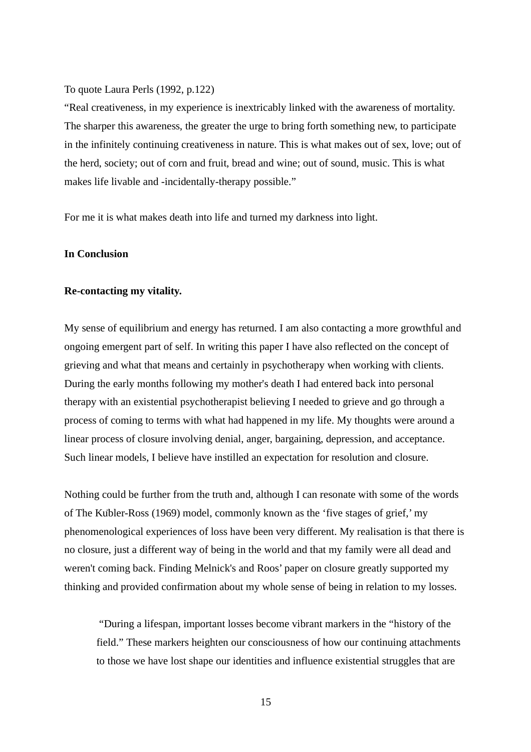To quote Laura Perls (1992, p.122)

"Real creativeness, in my experience is inextricably linked with the awareness of mortality. The sharper this awareness, the greater the urge to bring forth something new, to participate in the infinitely continuing creativeness in nature. This is what makes out of sex, love; out of the herd, society; out of corn and fruit, bread and wine; out of sound, music. This is what makes life livable and -incidentally-therapy possible."

For me it is what makes death into life and turned my darkness into light.

**In Conclusion**

**Re-contacting my vitality.**

My sense of equilibrium and energy has returned. I am also contacting a more growthful and ongoing emergent part of self. In writing this paper I have also reflected on the concept of grieving and what that means and certainly in psychotherapy when working with clients. During the early months following my mother's death I had entered back into personal therapy with an existential psychotherapist believing I needed to grieve and go through a process of coming to terms with what had happened in my life. My thoughts were around a linear process of closure involving denial, anger, bargaining, depression, and acceptance. Such linear models, I believe have instilled an expectation for resolution and closure.

Nothing could be further from the truth and, although I can resonate with some of the words of The Kübler-Ross (1969) model, commonly known as the 'five stages of grief,' my phenomenological experiences of loss have been very different. My realisation is that there is no closure, just a different way of being in the world and that my family were all dead and weren't coming back. Finding Melnick's and Roos' paper on closure greatly supported my thinking and provided confirmation about my whole sense of being in relation to my losses.

> "During a lifespan, important losses become vibrant markers in the "history of the field." These markers heighten our consciousness of how our continuing attachments to those we have lost shape our identities and influence existential struggles that are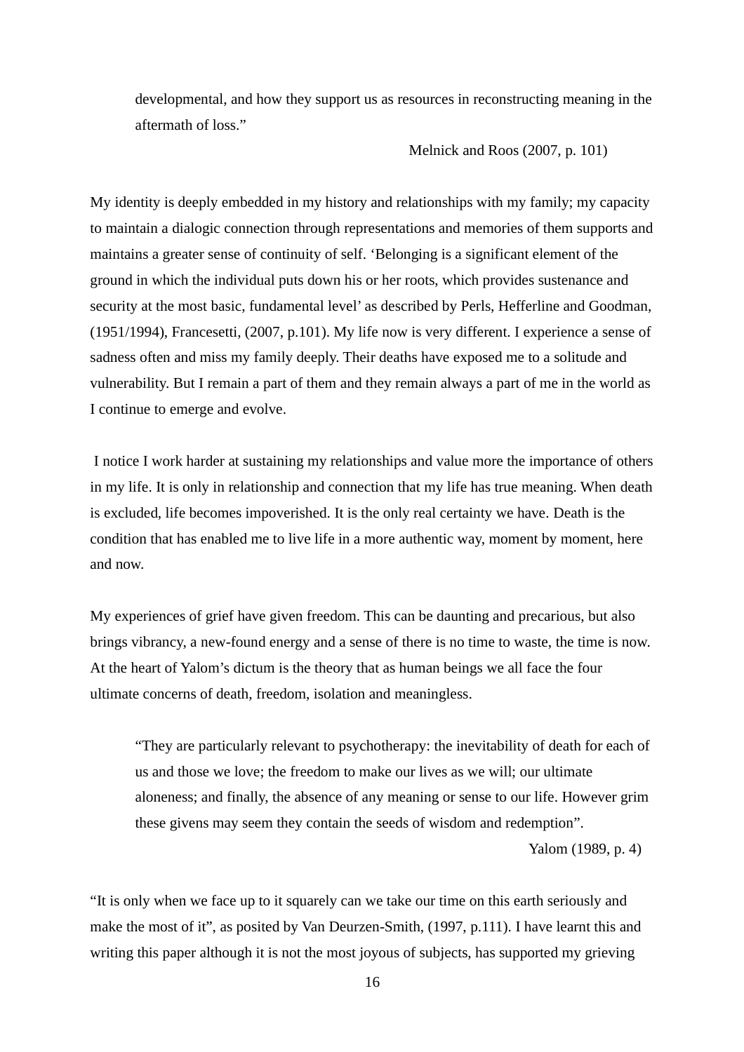> developmental, and how they support us as resources in reconstructing meaning in the aftermath of loss."
>
> Melnick and Roos (2007, p. 101)

My identity is deeply embedded in my history and relationships with my family; my capacity to maintain a dialogic connection through representations and memories of them supports and maintains a greater sense of continuity of self. 'Belonging is a significant element of the ground in which the individual puts down his or her roots, which provides sustenance and security at the most basic, fundamental level' as described by Perls, Hefferline and Goodman, (1951/1994), Francesetti, (2007, p.101). My life now is very different. I experience a sense of sadness often and miss my family deeply. Their deaths have exposed me to a solitude and vulnerability. But I remain a part of them and they remain always a part of me in the world as I continue to emerge and evolve.

I notice I work harder at sustaining my relationships and value more the importance of others in my life. It is only in relationship and connection that my life has true meaning. When death is excluded, life becomes impoverished. It is the only real certainty we have. Death is the condition that has enabled me to live life in a more authentic way, moment by moment, here and now.

My experiences of grief have given freedom. This can be daunting and precarious, but also brings vibrancy, a new-found energy and a sense of there is no time to waste, the time is now. At the heart of Yalom's dictum is the theory that as human beings we all face the four ultimate concerns of death, freedom, isolation and meaningless.

> "They are particularly relevant to psychotherapy: the inevitability of death for each of us and those we love; the freedom to make our lives as we will; our ultimate aloneness; and finally, the absence of any meaning or sense to our life. However grim these givens may seem they contain the seeds of wisdom and redemption".
>
> Yalom (1989, p. 4)

"It is only when we face up to it squarely can we take our time on this earth seriously and make the most of it", as posited by Van Deurzen-Smith, (1997, p.111). I have learnt this and writing this paper although it is not the most joyous of subjects, has supported my grieving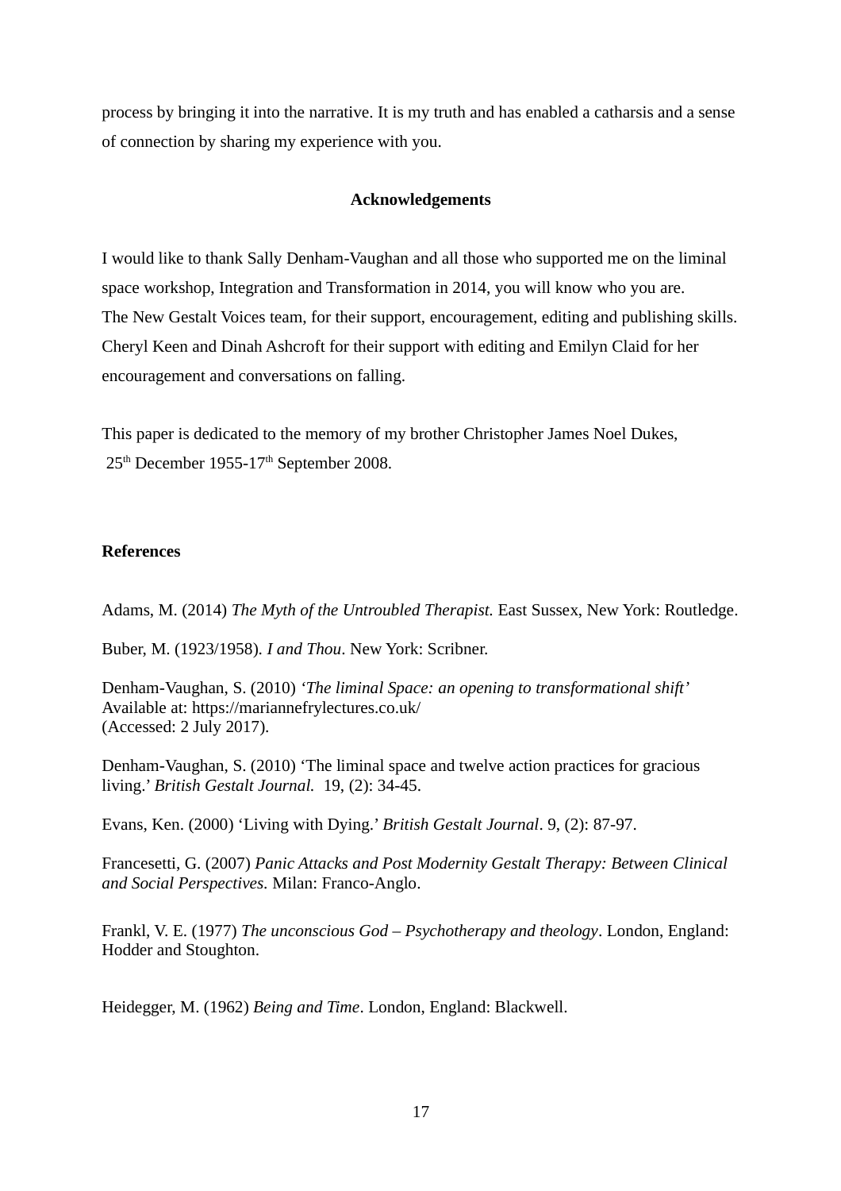process by bringing it into the narrative. It is my truth and has enabled a catharsis and a sense of connection by sharing my experience with you.

## Acknowledgements

I would like to thank Sally Denham-Vaughan and all those who supported me on the liminal space workshop, Integration and Transformation in 2014, you will know who you are. The New Gestalt Voices team, for their support, encouragement, editing and publishing skills. Cheryl Keen and Dinah Ashcroft for their support with editing and Emilyn Claid for her encouragement and conversations on falling.

This paper is dedicated to the memory of my brother Christopher James Noel Dukes, 25th December 1955-17th September 2008.

## References

Adams, M. (2014) *The Myth of the Untroubled Therapist.* East Sussex, New York: Routledge.

Buber, M. (1923/1958). *I and Thou*. New York: Scribner.

Denham-Vaughan, S. (2010) *'The liminal Space: an opening to transformational shift'* Available at: https://mariannefrylectures.co.uk/ (Accessed: 2 July 2017).

Denham-Vaughan, S. (2010) 'The liminal space and twelve action practices for gracious living.' *British Gestalt Journal.* 19, (2): 34-45.

Evans, Ken. (2000) 'Living with Dying.' *British Gestalt Journal*. 9, (2): 87-97.

Francesetti, G. (2007) *Panic Attacks and Post Modernity Gestalt Therapy: Between Clinical and Social Perspectives.* Milan: Franco-Anglo.

Frankl, V. E. (1977) *The unconscious God – Psychotherapy and theology*. London, England: Hodder and Stoughton.

Heidegger, M. (1962) *Being and Time*. London, England: Blackwell.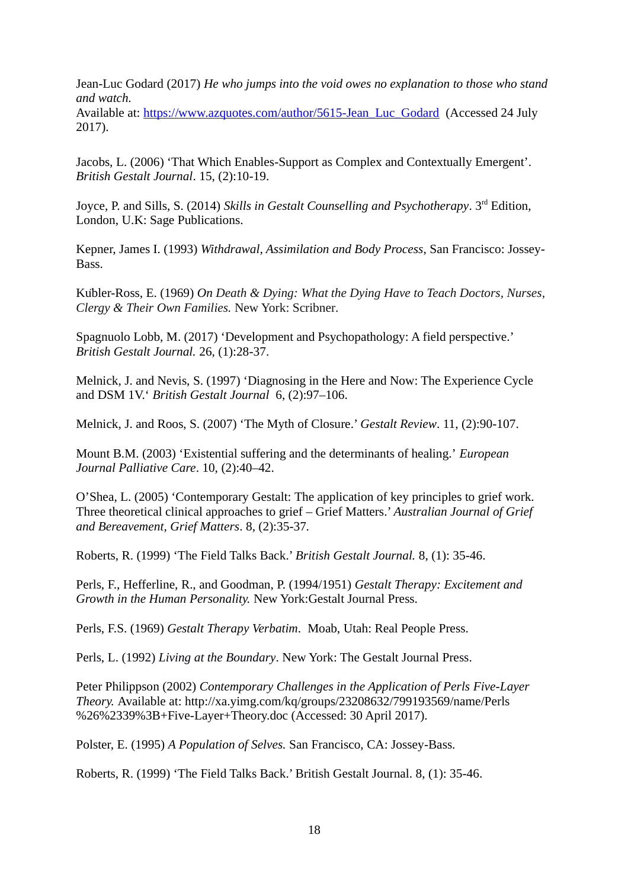Jean-Luc Godard (2017) *He who jumps into the void owes no explanation to those who stand and watch.*
Available at: https://www.azquotes.com/author/5615-Jean_Luc_Godard (Accessed 24 July 2017).

Jacobs, L. (2006) 'That Which Enables-Support as Complex and Contextually Emergent'. *British Gestalt Journal*. 15, (2):10-19.

Joyce, P. and Sills, S. (2014) *Skills in Gestalt Counselling and Psychotherapy*. 3rd Edition, London, U.K: Sage Publications.

Kepner, James I. (1993) *Withdrawal, Assimilation and Body Process*, San Francisco: Jossey-Bass.

Kübler-Ross, E. (1969) *On Death & Dying: What the Dying Have to Teach Doctors, Nurses, Clergy & Their Own Families.* New York: Scribner.

Spagnuolo Lobb, M. (2017) 'Development and Psychopathology: A field perspective.' *British Gestalt Journal.* 26, (1):28-37.

Melnick, J. and Nevis, S. (1997) 'Diagnosing in the Here and Now: The Experience Cycle and DSM 1V.' *British Gestalt Journal* 6, (2):97–106.

Melnick, J. and Roos, S. (2007) 'The Myth of Closure.' *Gestalt Review*. 11, (2):90-107.

Mount B.M. (2003) 'Existential suffering and the determinants of healing.' *European Journal Palliative Care*. 10, (2):40–42.

O'Shea, L. (2005) 'Contemporary Gestalt: The application of key principles to grief work. Three theoretical clinical approaches to grief – Grief Matters.' *Australian Journal of Grief and Bereavement, Grief Matters*. 8, (2):35-37.

Roberts, R. (1999) 'The Field Talks Back.' *British Gestalt Journal.* 8, (1): 35-46.

Perls, F., Hefferline, R., and Goodman, P. (1994/1951) *Gestalt Therapy: Excitement and Growth in the Human Personality.* New York:Gestalt Journal Press.

Perls, F.S. (1969) *Gestalt Therapy Verbatim*. Moab, Utah: Real People Press.

Perls, L. (1992) *Living at the Boundary*. New York: The Gestalt Journal Press.

Peter Philippson (2002) *Contemporary Challenges in the Application of Perls Five-Layer Theory.* Available at: http://xa.yimg.com/kq/groups/23208632/799193569/name/Perls%26%2339%3B+Five-Layer+Theory.doc (Accessed: 30 April 2017).

Polster, E. (1995) *A Population of Selves.* San Francisco, CA: Jossey-Bass.

Roberts, R. (1999) 'The Field Talks Back.' British Gestalt Journal. 8, (1): 35-46.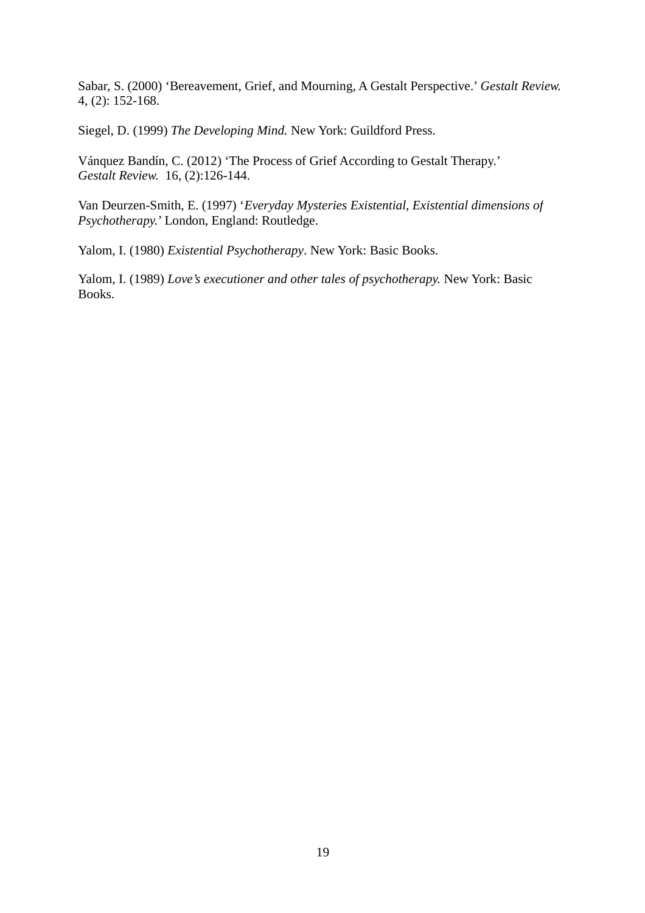Sabar, S. (2000) ‘Bereavement, Grief, and Mourning, A Gestalt Perspective.’ *Gestalt Review.* 4, (2): 152-168.

Siegel, D. (1999) *The Developing Mind.* New York: Guildford Press.

Vánquez Bandín, C. (2012) ‘The Process of Grief According to Gestalt Therapy.’ *Gestalt Review.* 16, (2):126-144.

Van Deurzen-Smith, E. (1997) ‘*Everyday Mysteries Existential, Existential dimensions of Psychotherapy.*’ London, England: Routledge.

Yalom, I. (1980) *Existential Psychotherapy*. New York: Basic Books.

Yalom, I. (1989) *Love’s executioner and other tales of psychotherapy.* New York: Basic Books.